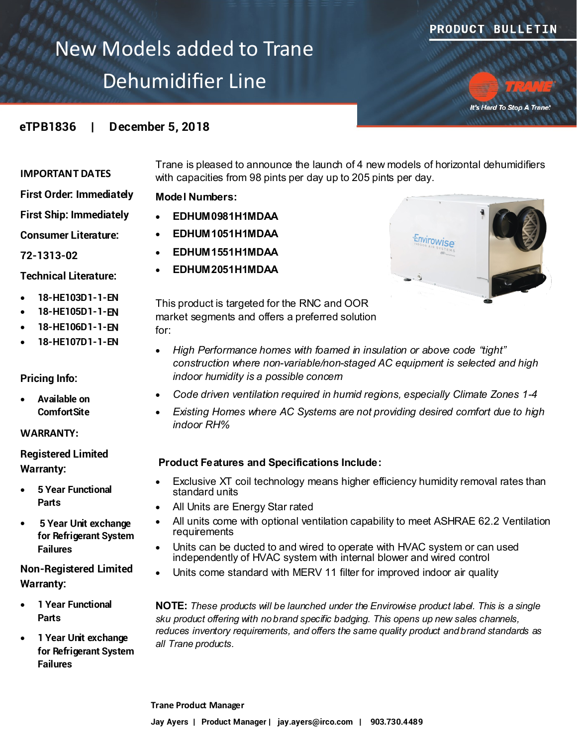PRODUCT BULLETIN

# New Models added to Trane Dehumidifier Line

**eTPB1836 | December 5, 2018**

**IMPORTANT DATES**

**First Order: Immediately**

**First Ship: Immediately**

**Consumer Literature:**

**72-1313-02**

**Technical Literature:**

- **18-HE103D1-1-EN**
- **18-HE105D1-1-EN**
- **18-HE106D1-1-EN**
- **18-HE107D1-1-EN**

**Pricing Info:**

- **Available on ComfortSite**

**WARRANTY:**

**Registered Limited Warranty:**

- **5 Year Functional Parts**
- **5 Year Unit exchange for Refrigerant System Failures**

**Non-Registered Limited Warranty:**

- **1 Year Functional Parts**
- **1 Year Unit exchange for Refrigerant System Failures**

Trane is pleased to announce the launch of 4 new models of horizontal dehumidifiers with capacities from 98 pints per day up to 205 pints per day.

**Model Numbers:**

- **EDHUM0981H1MDAA**
- **EDHUM1051H1MDAA**
- **EDHUM1551H1MDAA**
- **EDHUM2051H1MDAA**

This product is targeted for the RNC and OOR market segments and offers a preferred solution for:

- *High Performance homes with foamed in insulation or above code "tight" construction where non-variable/non-staged AC equipment is selected and high indoor humidity is a possible concern*
- *Code driven ventilation required in humid regions, especially Climate Zones 1-4*
- *Existing Homes where AC Systems are not providing desired comfort due to high indoor RH%*

**Product Features and Specifications Include:**

- Exclusive XT coil technology means higher efficiency humidity removal rates than standard units
- All Units are Energy Star rated
- All units come with optional ventilation capability to meet ASHRAE 62.2 Ventilation requirements
- Units can be ducted to and wired to operate with HVAC system or can used independently of HVAC system with internal blower and wired control
- Units come standard with MERV 11 filter for improved indoor air quality

**NOTE:** *These products will be launched under the Envirowise product label. This is a single sku product offering with no brand specific badging. This opens up new sales channels, reduces inventory requirements, and offers the same quality product and brand standards as all Trane products.*

**Trane Product Manager**

**Jay Ayers | Product Manager | jay.ayers@irco.com | 903.730.4489**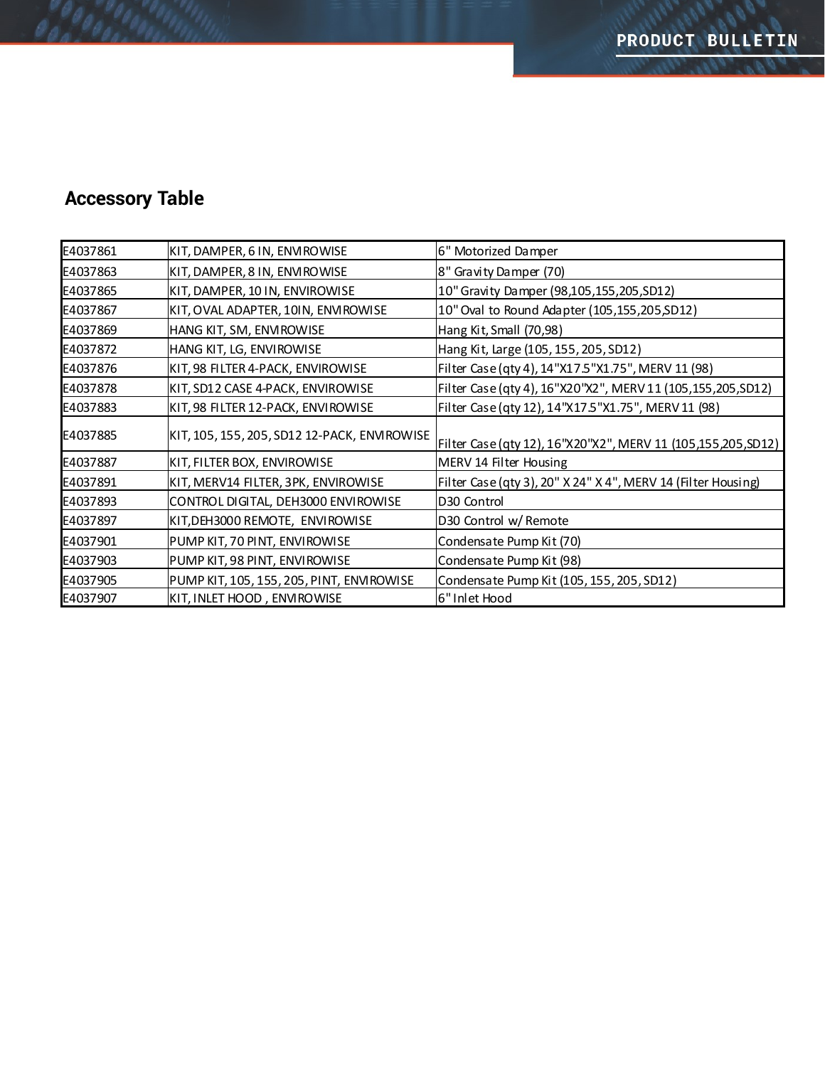## Accessory Table

| | | |
|---|---|---|
| E4037861 | KIT, DAMPER, 6 IN, ENVIROWISE | 6" Motorized Damper |
| E4037863 | KIT, DAMPER, 8 IN, ENVIROWISE | 8" Gravity Damper (70) |
| E4037865 | KIT, DAMPER, 10 IN, ENVIROWISE | 10" Gravity Damper (98,105,155,205,SD12) |
| E4037867 | KIT, OVAL ADAPTER, 10IN, ENVIROWISE | 10" Oval to Round Adapter (105,155,205,SD12) |
| E4037869 | HANG KIT, SM, ENVIROWISE | Hang Kit, Small (70,98) |
| E4037872 | HANG KIT, LG, ENVIROWISE | Hang Kit, Large (105, 155, 205, SD12) |
| E4037876 | KIT, 98 FILTER 4-PACK, ENVIROWISE | Filter Case (qty 4), 14"X17.5"X1.75", MERV 11 (98) |
| E4037878 | KIT, SD12 CASE 4-PACK, ENVIROWISE | Filter Case (qty 4), 16"X20"X2", MERV 11 (105,155,205,SD12) |
| E4037883 | KIT, 98 FILTER 12-PACK, ENVIROWISE | Filter Case (qty 12), 14"X17.5"X1.75", MERV 11 (98) |
| E4037885 | KIT, 105, 155, 205, SD12 12-PACK, ENVIROWISE | Filter Case (qty 12), 16"X20"X2", MERV 11 (105,155,205,SD12) |
| E4037887 | KIT, FILTER BOX, ENVIROWISE | MERV 14 Filter Housing |
| E4037891 | KIT, MERV14 FILTER, 3PK, ENVIROWISE | Filter Case (qty 3), 20" X 24" X 4", MERV 14 (Filter Housing) |
| E4037893 | CONTROL DIGITAL, DEH3000 ENVIROWISE | D30 Control |
| E4037897 | KIT,DEH3000 REMOTE, ENVIROWISE | D30 Control w/ Remote |
| E4037901 | PUMP KIT, 70 PINT, ENVIROWISE | Condensate Pump Kit (70) |
| E4037903 | PUMP KIT, 98 PINT, ENVIROWISE | Condensate Pump Kit (98) |
| E4037905 | PUMP KIT, 105, 155, 205, PINT, ENVIROWISE | Condensate Pump Kit (105, 155, 205, SD12) |
| E4037907 | KIT, INLET HOOD , ENVIROWISE | 6" Inlet Hood |